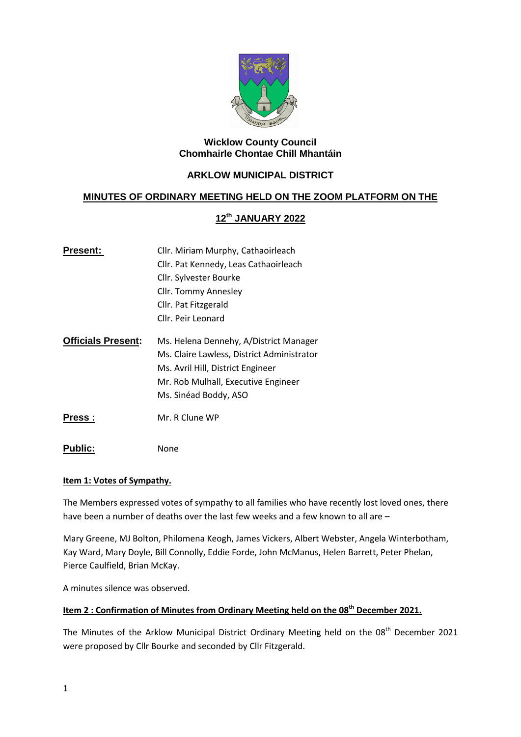**Wicklow County Council**
**Chomhairle Chontae Chill Mhantáin**

## ARKLOW MUNICIPAL DISTRICT

## MINUTES OF ORDINARY MEETING HELD ON THE ZOOM PLATFORM ON THE 12th JANUARY 2022

**Present:**
Cllr. Miriam Murphy, Cathaoirleach
Cllr. Pat Kennedy, Leas Cathaoirleach
Cllr. Sylvester Bourke
Cllr. Tommy Annesley
Cllr. Pat Fitzgerald
Cllr. Peir Leonard

**Officials Present:**
Ms. Helena Dennehy, A/District Manager
Ms. Claire Lawless, District Administrator
Ms. Avril Hill, District Engineer
Mr. Rob Mulhall, Executive Engineer
Ms. Sinéad Boddy, ASO

**Press :** Mr. R Clune WP

**Public:** None

### Item 1: Votes of Sympathy.

The Members expressed votes of sympathy to all families who have recently lost loved ones, there have been a number of deaths over the last few weeks and a few known to all are –

Mary Greene, MJ Bolton, Philomena Keogh, James Vickers, Albert Webster, Angela Winterbotham, Kay Ward, Mary Doyle, Bill Connolly, Eddie Forde, John McManus, Helen Barrett, Peter Phelan, Pierce Caulfield, Brian McKay.

A minutes silence was observed.

### Item 2 : Confirmation of Minutes from Ordinary Meeting held on the 08th December 2021.

The Minutes of the Arklow Municipal District Ordinary Meeting held on the 08th December 2021 were proposed by Cllr Bourke and seconded by Cllr Fitzgerald.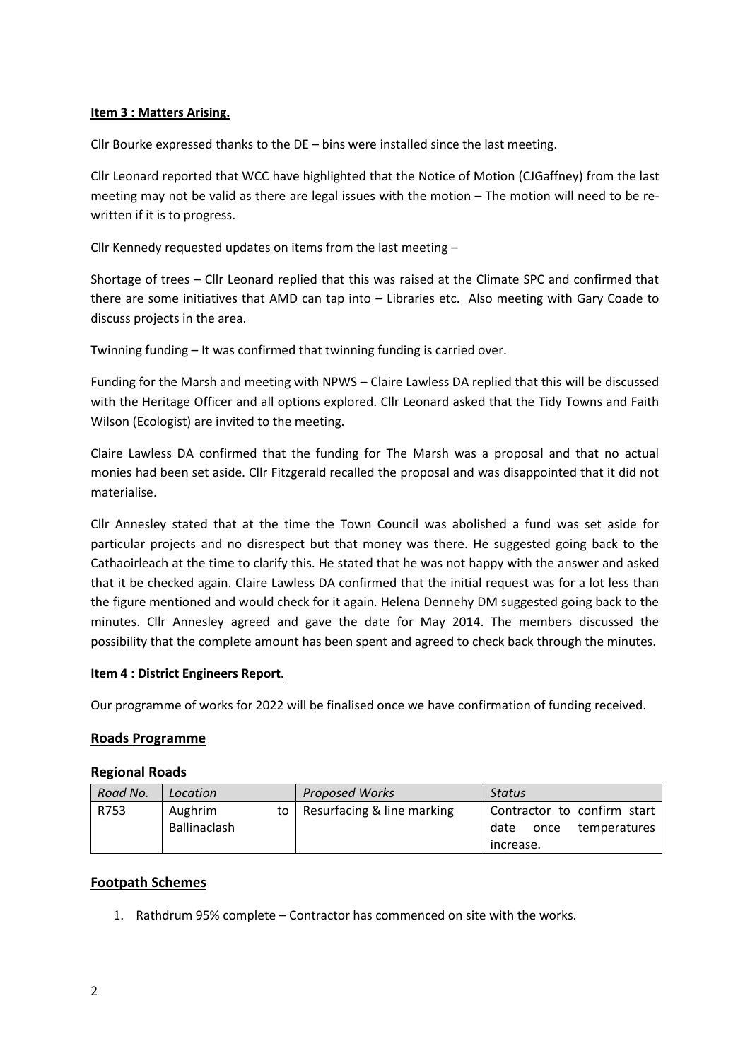**Item 3 : Matters Arising.**

Cllr Bourke expressed thanks to the DE – bins were installed since the last meeting.

Cllr Leonard reported that WCC have highlighted that the Notice of Motion (CJGaffney) from the last meeting may not be valid as there are legal issues with the motion – The motion will need to be re-written if it is to progress.

Cllr Kennedy requested updates on items from the last meeting –

Shortage of trees – Cllr Leonard replied that this was raised at the Climate SPC and confirmed that there are some initiatives that AMD can tap into – Libraries etc. Also meeting with Gary Coade to discuss projects in the area.

Twinning funding – It was confirmed that twinning funding is carried over.

Funding for the Marsh and meeting with NPWS – Claire Lawless DA replied that this will be discussed with the Heritage Officer and all options explored. Cllr Leonard asked that the Tidy Towns and Faith Wilson (Ecologist) are invited to the meeting.

Claire Lawless DA confirmed that the funding for The Marsh was a proposal and that no actual monies had been set aside. Cllr Fitzgerald recalled the proposal and was disappointed that it did not materialise.

Cllr Annesley stated that at the time the Town Council was abolished a fund was set aside for particular projects and no disrespect but that money was there. He suggested going back to the Cathaoirleach at the time to clarify this. He stated that he was not happy with the answer and asked that it be checked again. Claire Lawless DA confirmed that the initial request was for a lot less than the figure mentioned and would check for it again. Helena Dennehy DM suggested going back to the minutes. Cllr Annesley agreed and gave the date for May 2014. The members discussed the possibility that the complete amount has been spent and agreed to check back through the minutes.

**Item 4 : District Engineers Report.**

Our programme of works for 2022 will be finalised once we have confirmation of funding received.

## Roads Programme

### Regional Roads

| *Road No.* | *Location* | *Proposed Works* | *Status* |
|---|---|---|---|
| R753 | Aughrim to Ballinaclash | Resurfacing & line marking | Contractor to confirm start date once temperatures increase. |

## Footpath Schemes

1. Rathdrum 95% complete – Contractor has commenced on site with the works.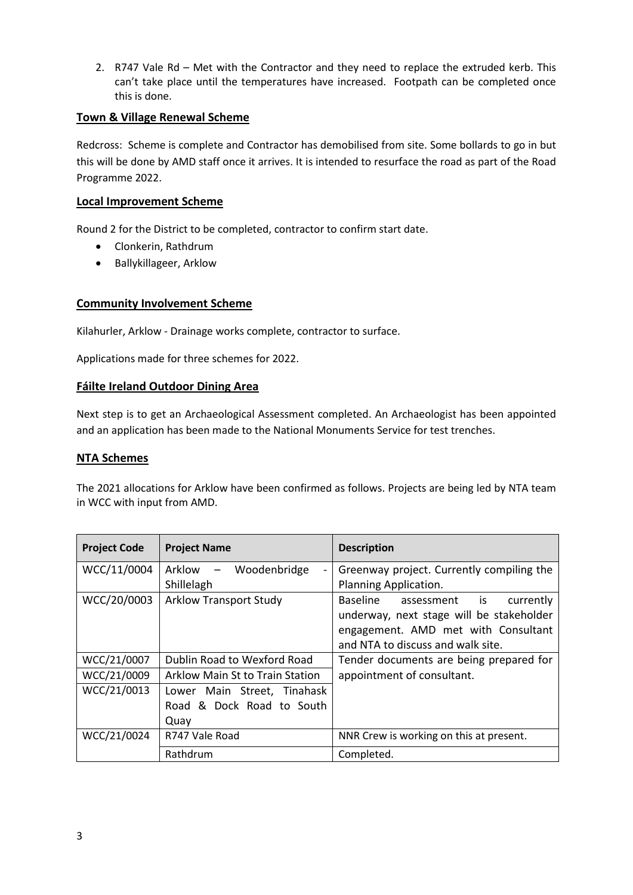2. R747 Vale Rd – Met with the Contractor and they need to replace the extruded kerb. This can't take place until the temperatures have increased. Footpath can be completed once this is done.

## Town & Village Renewal Scheme

Redcross: Scheme is complete and Contractor has demobilised from site. Some bollards to go in but this will be done by AMD staff once it arrives. It is intended to resurface the road as part of the Road Programme 2022.

## Local Improvement Scheme

Round 2 for the District to be completed, contractor to confirm start date.

- Clonkerin, Rathdrum
- Ballykillageer, Arklow

## Community Involvement Scheme

Kilahurler, Arklow - Drainage works complete, contractor to surface.

Applications made for three schemes for 2022.

## Fáilte Ireland Outdoor Dining Area

Next step is to get an Archaeological Assessment completed. An Archaeologist has been appointed and an application has been made to the National Monuments Service for test trenches.

## NTA Schemes

The 2021 allocations for Arklow have been confirmed as follows. Projects are being led by NTA team in WCC with input from AMD.

| Project Code | Project Name | Description |
|---|---|---|
| WCC/11/0004 | Arklow – Woodenbridge - Shillelagh | Greenway project. Currently compiling the Planning Application. |
| WCC/20/0003 | Arklow Transport Study | Baseline assessment is currently underway, next stage will be stakeholder engagement. AMD met with Consultant and NTA to discuss and walk site. |
| WCC/21/0007 | Dublin Road to Wexford Road | Tender documents are being prepared for appointment of consultant. |
| WCC/21/0009 | Arklow Main St to Train Station | |
| WCC/21/0013 | Lower Main Street, Tinahask Road & Dock Road to South Quay | |
| WCC/21/0024 | R747 Vale Road | NNR Crew is working on this at present. |
| | Rathdrum | Completed. |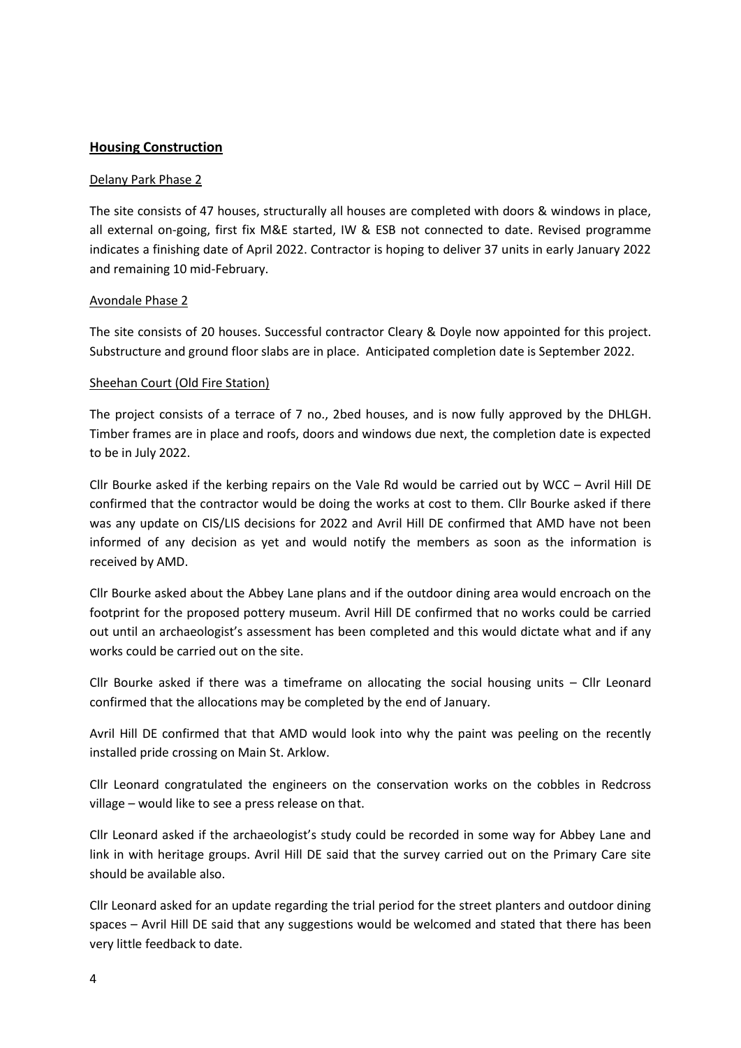## **Housing Construction**

Delany Park Phase 2

The site consists of 47 houses, structurally all houses are completed with doors & windows in place, all external on-going, first fix M&E started, IW & ESB not connected to date. Revised programme indicates a finishing date of April 2022. Contractor is hoping to deliver 37 units in early January 2022 and remaining 10 mid-February.

Avondale Phase 2

The site consists of 20 houses. Successful contractor Cleary & Doyle now appointed for this project. Substructure and ground floor slabs are in place. Anticipated completion date is September 2022.

Sheehan Court (Old Fire Station)

The project consists of a terrace of 7 no., 2bed houses, and is now fully approved by the DHLGH. Timber frames are in place and roofs, doors and windows due next, the completion date is expected to be in July 2022.

Cllr Bourke asked if the kerbing repairs on the Vale Rd would be carried out by WCC – Avril Hill DE confirmed that the contractor would be doing the works at cost to them. Cllr Bourke asked if there was any update on CIS/LIS decisions for 2022 and Avril Hill DE confirmed that AMD have not been informed of any decision as yet and would notify the members as soon as the information is received by AMD.

Cllr Bourke asked about the Abbey Lane plans and if the outdoor dining area would encroach on the footprint for the proposed pottery museum. Avril Hill DE confirmed that no works could be carried out until an archaeologist's assessment has been completed and this would dictate what and if any works could be carried out on the site.

Cllr Bourke asked if there was a timeframe on allocating the social housing units – Cllr Leonard confirmed that the allocations may be completed by the end of January.

Avril Hill DE confirmed that that AMD would look into why the paint was peeling on the recently installed pride crossing on Main St. Arklow.

Cllr Leonard congratulated the engineers on the conservation works on the cobbles in Redcross village – would like to see a press release on that.

Cllr Leonard asked if the archaeologist's study could be recorded in some way for Abbey Lane and link in with heritage groups. Avril Hill DE said that the survey carried out on the Primary Care site should be available also.

Cllr Leonard asked for an update regarding the trial period for the street planters and outdoor dining spaces – Avril Hill DE said that any suggestions would be welcomed and stated that there has been very little feedback to date.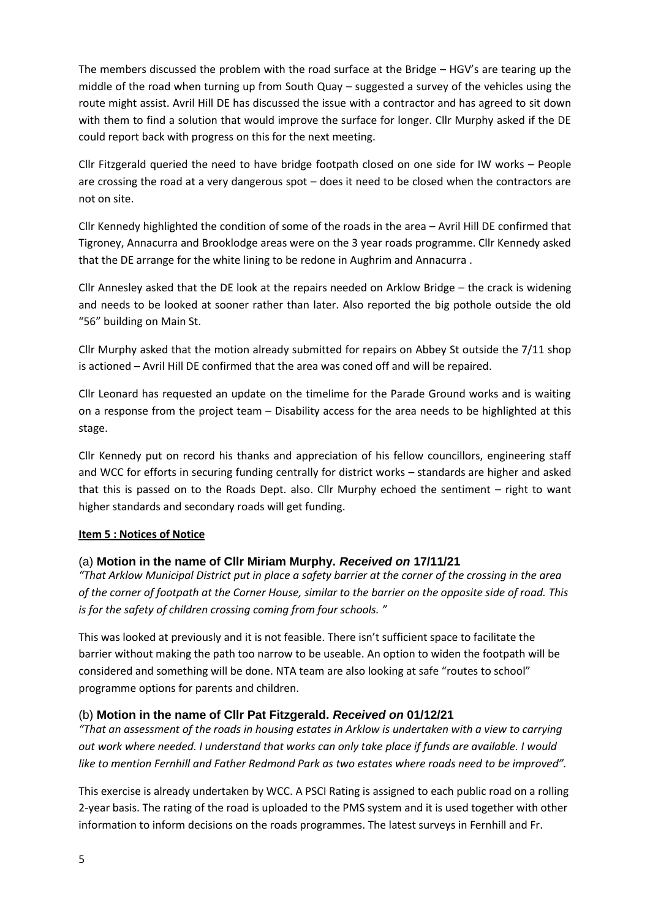The members discussed the problem with the road surface at the Bridge – HGV's are tearing up the middle of the road when turning up from South Quay – suggested a survey of the vehicles using the route might assist. Avril Hill DE has discussed the issue with a contractor and has agreed to sit down with them to find a solution that would improve the surface for longer. Cllr Murphy asked if the DE could report back with progress on this for the next meeting.

Cllr Fitzgerald queried the need to have bridge footpath closed on one side for IW works – People are crossing the road at a very dangerous spot – does it need to be closed when the contractors are not on site.

Cllr Kennedy highlighted the condition of some of the roads in the area – Avril Hill DE confirmed that Tigroney, Annacurra and Brooklodge areas were on the 3 year roads programme. Cllr Kennedy asked that the DE arrange for the white lining to be redone in Aughrim and Annacurra .

Cllr Annesley asked that the DE look at the repairs needed on Arklow Bridge – the crack is widening and needs to be looked at sooner rather than later. Also reported the big pothole outside the old "56" building on Main St.

Cllr Murphy asked that the motion already submitted for repairs on Abbey St outside the 7/11 shop is actioned – Avril Hill DE confirmed that the area was coned off and will be repaired.

Cllr Leonard has requested an update on the timelime for the Parade Ground works and is waiting on a response from the project team – Disability access for the area needs to be highlighted at this stage.

Cllr Kennedy put on record his thanks and appreciation of his fellow councillors, engineering staff and WCC for efforts in securing funding centrally for district works – standards are higher and asked that this is passed on to the Roads Dept. also. Cllr Murphy echoed the sentiment – right to want higher standards and secondary roads will get funding.

**Item 5 : Notices of Notice**

### (a) **Motion in the name of Cllr Miriam Murphy.** ***Received on*** **17/11/21**

*"That Arklow Municipal District put in place a safety barrier at the corner of the crossing in the area of the corner of footpath at the Corner House, similar to the barrier on the opposite side of road. This is for the safety of children crossing coming from four schools. "*

This was looked at previously and it is not feasible. There isn't sufficient space to facilitate the barrier without making the path too narrow to be useable. An option to widen the footpath will be considered and something will be done. NTA team are also looking at safe "routes to school" programme options for parents and children.

### (b) **Motion in the name of Cllr Pat Fitzgerald.** ***Received on*** **01/12/21**

*"That an assessment of the roads in housing estates in Arklow is undertaken with a view to carrying out work where needed. I understand that works can only take place if funds are available. I would like to mention Fernhill and Father Redmond Park as two estates where roads need to be improved".*

This exercise is already undertaken by WCC. A PSCI Rating is assigned to each public road on a rolling 2-year basis. The rating of the road is uploaded to the PMS system and it is used together with other information to inform decisions on the roads programmes. The latest surveys in Fernhill and Fr.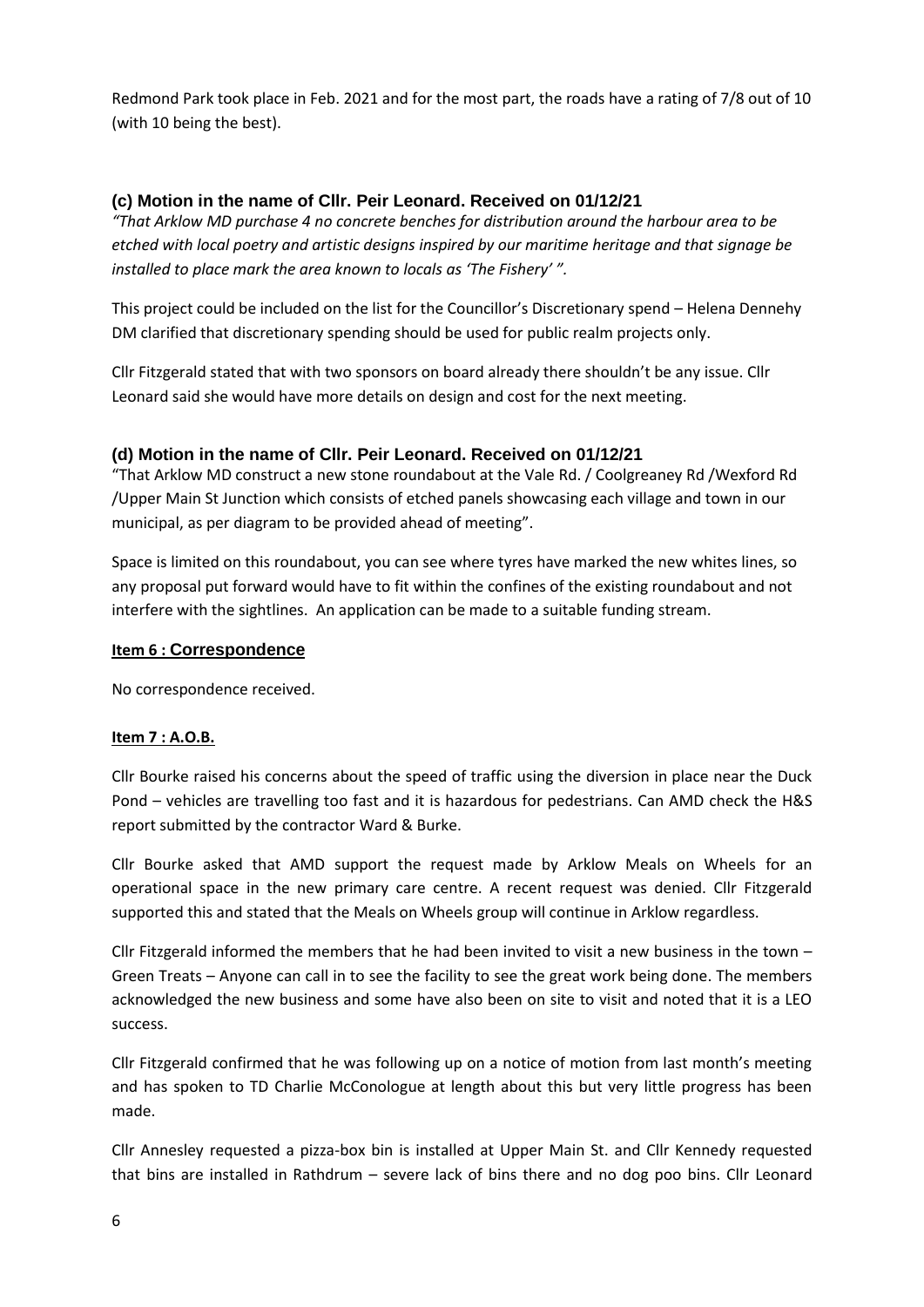Redmond Park took place in Feb. 2021 and for the most part, the roads have a rating of 7/8 out of 10 (with 10 being the best).

### (c) Motion in the name of Cllr. Peir Leonard. Received on 01/12/21

*"That Arklow MD purchase 4 no concrete benches for distribution around the harbour area to be etched with local poetry and artistic designs inspired by our maritime heritage and that signage be installed to place mark the area known to locals as 'The Fishery' ".*

This project could be included on the list for the Councillor's Discretionary spend – Helena Dennehy DM clarified that discretionary spending should be used for public realm projects only.

Cllr Fitzgerald stated that with two sponsors on board already there shouldn't be any issue. Cllr Leonard said she would have more details on design and cost for the next meeting.

### (d) Motion in the name of Cllr. Peir Leonard. Received on 01/12/21

"That Arklow MD construct a new stone roundabout at the Vale Rd. / Coolgreaney Rd /Wexford Rd /Upper Main St Junction which consists of etched panels showcasing each village and town in our municipal, as per diagram to be provided ahead of meeting".

Space is limited on this roundabout, you can see where tyres have marked the new whites lines, so any proposal put forward would have to fit within the confines of the existing roundabout and not interfere with the sightlines. An application can be made to a suitable funding stream.

## Item 6 : Correspondence

No correspondence received.

## Item 7 : A.O.B.

Cllr Bourke raised his concerns about the speed of traffic using the diversion in place near the Duck Pond – vehicles are travelling too fast and it is hazardous for pedestrians. Can AMD check the H&S report submitted by the contractor Ward & Burke.

Cllr Bourke asked that AMD support the request made by Arklow Meals on Wheels for an operational space in the new primary care centre. A recent request was denied. Cllr Fitzgerald supported this and stated that the Meals on Wheels group will continue in Arklow regardless.

Cllr Fitzgerald informed the members that he had been invited to visit a new business in the town – Green Treats – Anyone can call in to see the facility to see the great work being done. The members acknowledged the new business and some have also been on site to visit and noted that it is a LEO success.

Cllr Fitzgerald confirmed that he was following up on a notice of motion from last month's meeting and has spoken to TD Charlie McConologue at length about this but very little progress has been made.

Cllr Annesley requested a pizza-box bin is installed at Upper Main St. and Cllr Kennedy requested that bins are installed in Rathdrum – severe lack of bins there and no dog poo bins. Cllr Leonard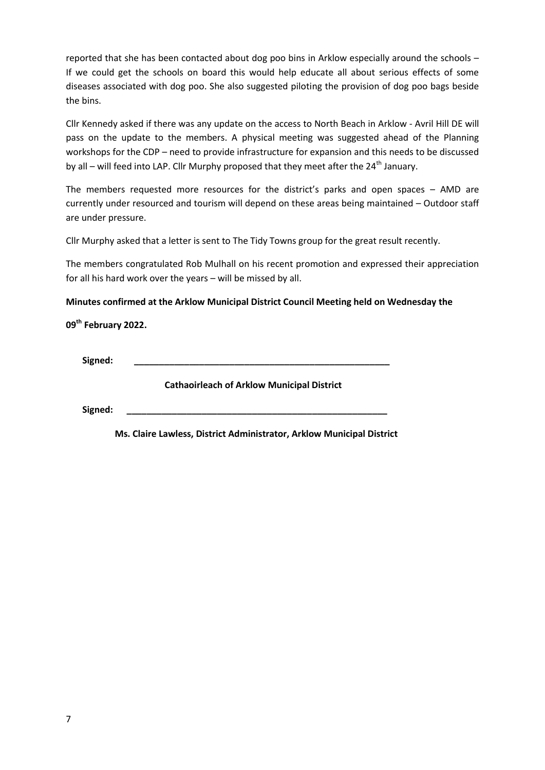reported that she has been contacted about dog poo bins in Arklow especially around the schools – If we could get the schools on board this would help educate all about serious effects of some diseases associated with dog poo. She also suggested piloting the provision of dog poo bags beside the bins.

Cllr Kennedy asked if there was any update on the access to North Beach in Arklow - Avril Hill DE will pass on the update to the members. A physical meeting was suggested ahead of the Planning workshops for the CDP – need to provide infrastructure for expansion and this needs to be discussed by all – will feed into LAP. Cllr Murphy proposed that they meet after the 24th January.

The members requested more resources for the district's parks and open spaces – AMD are currently under resourced and tourism will depend on these areas being maintained – Outdoor staff are under pressure.

Cllr Murphy asked that a letter is sent to The Tidy Towns group for the great result recently.

The members congratulated Rob Mulhall on his recent promotion and expressed their appreciation for all his hard work over the years – will be missed by all.

**Minutes confirmed at the Arklow Municipal District Council Meeting held on Wednesday the 09th February 2022.**

**Signed: \_\_\_\_\_\_\_\_\_\_\_\_\_\_\_\_\_\_\_\_\_\_\_\_\_\_\_\_\_\_\_\_\_\_\_\_\_\_\_\_\_\_\_\_\_\_\_\_\_\_\_\_**

**Cathaoirleach of Arklow Municipal District**

**Signed: \_\_\_\_\_\_\_\_\_\_\_\_\_\_\_\_\_\_\_\_\_\_\_\_\_\_\_\_\_\_\_\_\_\_\_\_\_\_\_\_\_\_\_\_\_\_\_\_\_\_\_\_**

**Ms. Claire Lawless, District Administrator, Arklow Municipal District**